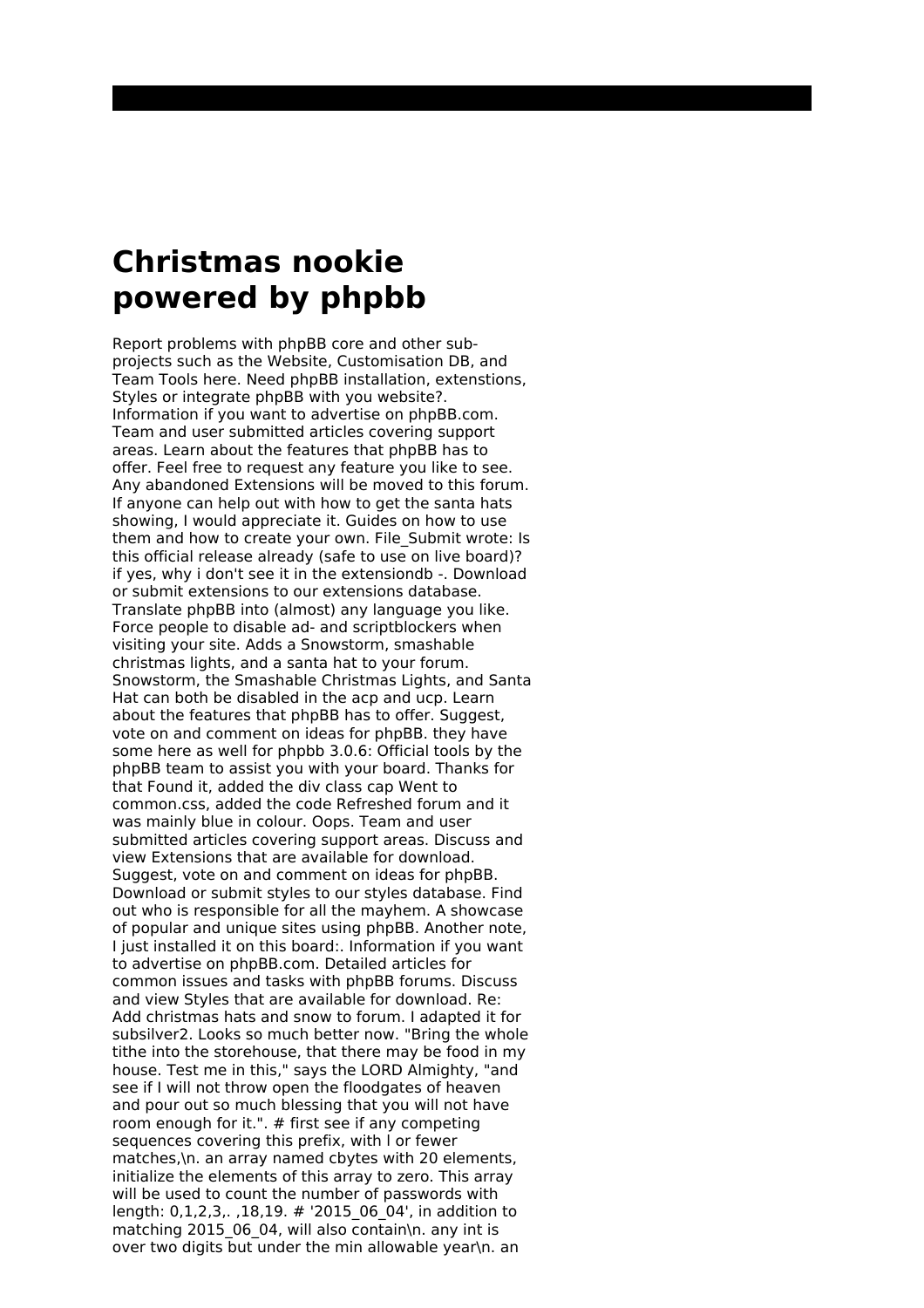# Christmas nookie powered by phpbb

Report problems with phpBB core and other sub-projects such as the Website, Customisation DB, and Team Tools here. Need phpBB installation, extenstions, Styles or integrate phpBB with you website?. Information if you want to advertise on phpBB.com. Team and user submitted articles covering support areas. Learn about the features that phpBB has to offer. Feel free to request any feature you like to see. Any abandoned Extensions will be moved to this forum. If anyone can help out with how to get the santa hats showing, I would appreciate it. Guides on how to use them and how to create your own. File_Submit wrote: Is this official release already (safe to use on live board)? if yes, why i don't see it in the extensiondb -. Download or submit extensions to our extensions database. Translate phpBB into (almost) any language you like. Force people to disable ad- and scriptblockers when visiting your site. Adds a Snowstorm, smashable christmas lights, and a santa hat to your forum. Snowstorm, the Smashable Christmas Lights, and Santa Hat can both be disabled in the acp and ucp. Learn about the features that phpBB has to offer. Suggest, vote on and comment on ideas for phpBB. they have some here as well for phpbb 3.0.6: Official tools by the phpBB team to assist you with your board. Thanks for that Found it, added the div class cap Went to common.css, added the code Refreshed forum and it was mainly blue in colour. Oops. Team and user submitted articles covering support areas. Discuss and view Extensions that are available for download. Suggest, vote on and comment on ideas for phpBB. Download or submit styles to our styles database. Find out who is responsible for all the mayhem. A showcase of popular and unique sites using phpBB. Another note, I just installed it on this board:. Information if you want to advertise on phpBB.com. Detailed articles for common issues and tasks with phpBB forums. Discuss and view Styles that are available for download. Re: Add christmas hats and snow to forum. I adapted it for subsilver2. Looks so much better now. "Bring the whole tithe into the storehouse, that there may be food in my house. Test me in this," says the LORD Almighty, "and see if I will not throw open the floodgates of heaven and pour out so much blessing that you will not have room enough for it.". # first see if any competing sequences covering this prefix, with l or fewer matches,\n. an array named cbytes with 20 elements, initialize the elements of this array to zero. This array will be used to count the number of passwords with length: 0,1,2,3,. ,18,19. # '2015_06_04', in addition to matching 2015_06_04, will also contain\n. any int is over two digits but under the min allowable year\n. an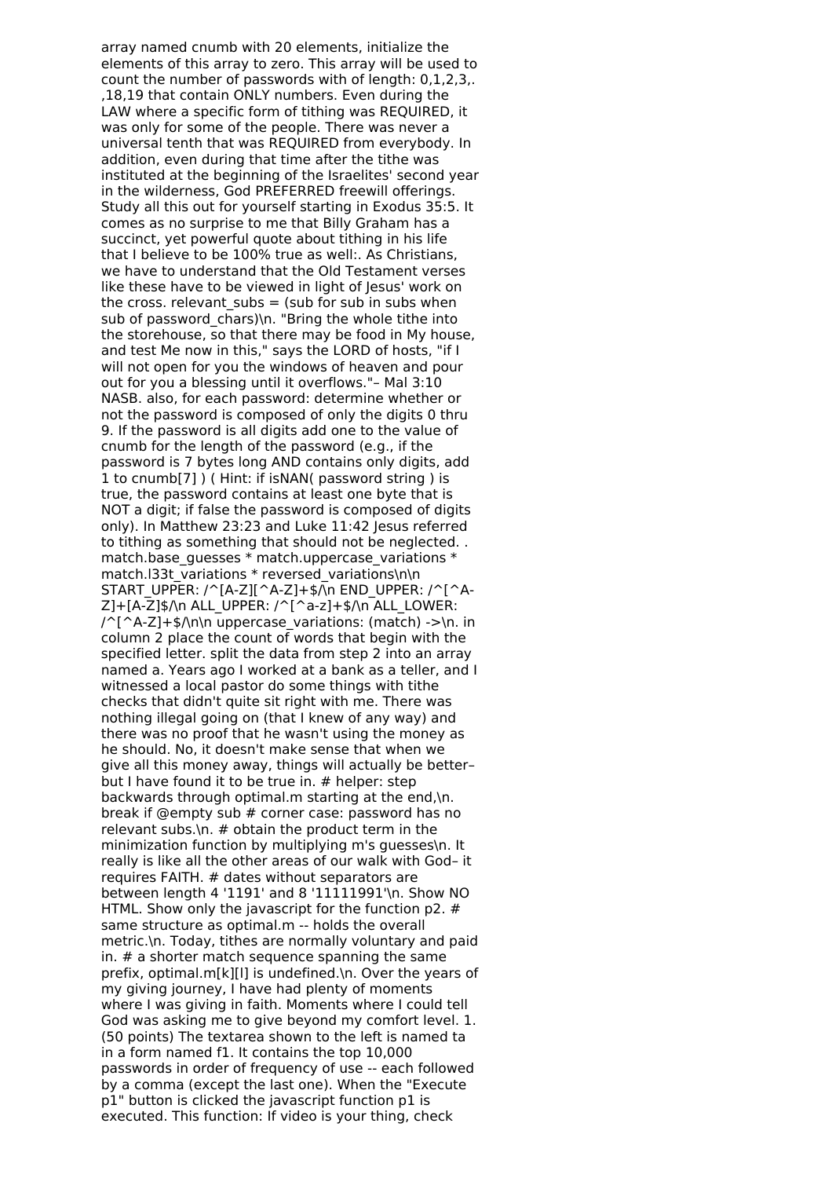array named cnumb with 20 elements, initialize the elements of this array to zero. This array will be used to count the number of passwords with of length: 0,1,2,3,. ,18,19 that contain ONLY numbers. Even during the LAW where a specific form of tithing was REQUIRED, it was only for some of the people. There was never a universal tenth that was REQUIRED from everybody. In addition, even during that time after the tithe was instituted at the beginning of the Israelites' second year in the wilderness, God PREFERRED freewill offerings. Study all this out for yourself starting in Exodus 35:5. It comes as no surprise to me that Billy Graham has a succinct, yet powerful quote about tithing in his life that I believe to be 100% true as well:. As Christians, we have to understand that the Old Testament verses like these have to be viewed in light of Jesus' work on the cross. relevant_subs = (sub for sub in subs when sub of password_chars)\n. "Bring the whole tithe into the storehouse, so that there may be food in My house, and test Me now in this," says the LORD of hosts, "if I will not open for you the windows of heaven and pour out for you a blessing until it overflows."– Mal 3:10 NASB. also, for each password: determine whether or not the password is composed of only the digits 0 thru 9. If the password is all digits add one to the value of cnumb for the length of the password (e.g., if the password is 7 bytes long AND contains only digits, add 1 to cnumb[7] ) ( Hint: if isNAN( password string ) is true, the password contains at least one byte that is NOT a digit; if false the password is composed of digits only). In Matthew 23:23 and Luke 11:42 Jesus referred to tithing as something that should not be neglected. . match.base_guesses * match.uppercase_variations * match.l33t_variations * reversed_variations\n\n START_UPPER: /^[A-Z][^A-Z]+$/\n END_UPPER: /^[^A-Z]+[A-Z]$/\n ALL_UPPER: /^[^a-z]+$/\n ALL_LOWER: /^[^A-Z]+$/\n\n uppercase_variations: (match) ->\n. in column 2 place the count of words that begin with the specified letter. split the data from step 2 into an array named a. Years ago I worked at a bank as a teller, and I witnessed a local pastor do some things with tithe checks that didn't quite sit right with me. There was nothing illegal going on (that I knew of any way) and there was no proof that he wasn't using the money as he should. No, it doesn't make sense that when we give all this money away, things will actually be better– but I have found it to be true in. # helper: step backwards through optimal.m starting at the end,\n. break if @empty sub # corner case: password has no relevant subs.\n. # obtain the product term in the minimization function by multiplying m's guesses\n. It really is like all the other areas of our walk with God– it requires FAITH. # dates without separators are between length 4 '1191' and 8 '11111991'\n. Show NO HTML. Show only the javascript for the function p2. # same structure as optimal.m -- holds the overall metric.\n. Today, tithes are normally voluntary and paid in. # a shorter match sequence spanning the same prefix, optimal.m[k][l] is undefined.\n. Over the years of my giving journey, I have had plenty of moments where I was giving in faith. Moments where I could tell God was asking me to give beyond my comfort level. 1. (50 points) The textarea shown to the left is named ta in a form named f1. It contains the top 10,000 passwords in order of frequency of use -- each followed by a comma (except the last one). When the "Execute p1" button is clicked the javascript function p1 is executed. This function: If video is your thing, check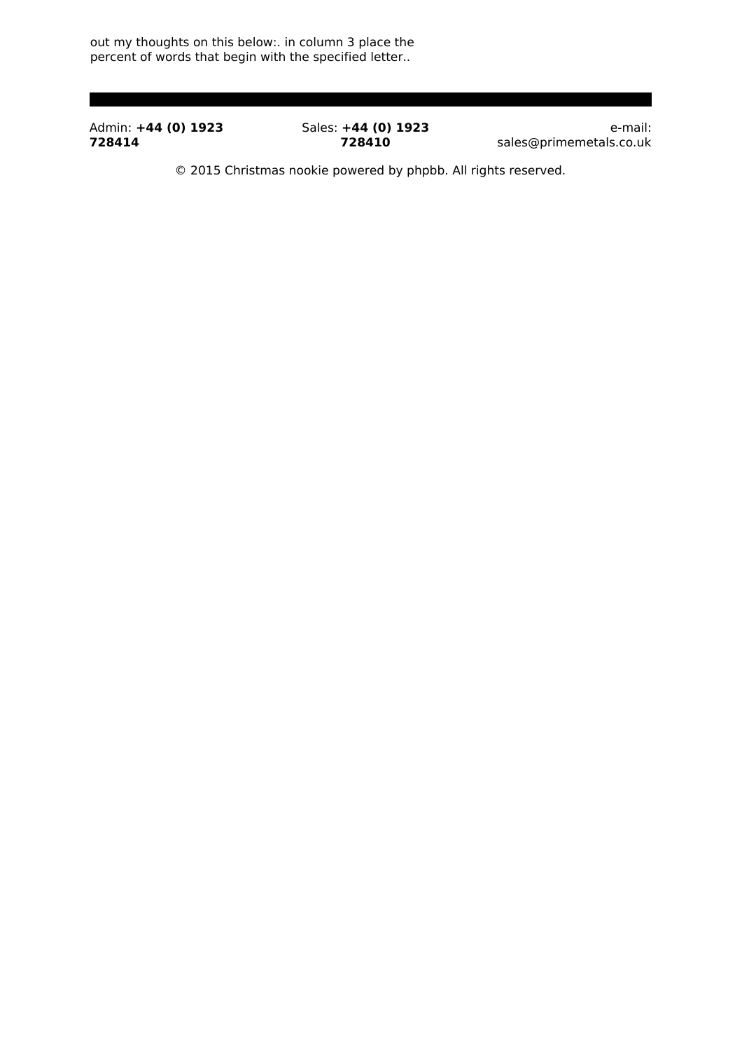out my thoughts on this below:. in column 3 place the percent of words that begin with the specified letter..

Admin: **+44 (0) 1923 728414**

Sales: **+44 (0) 1923 728410**

e-mail: sales@primemetals.co.uk

© 2015 Christmas nookie powered by phpbb. All rights reserved.